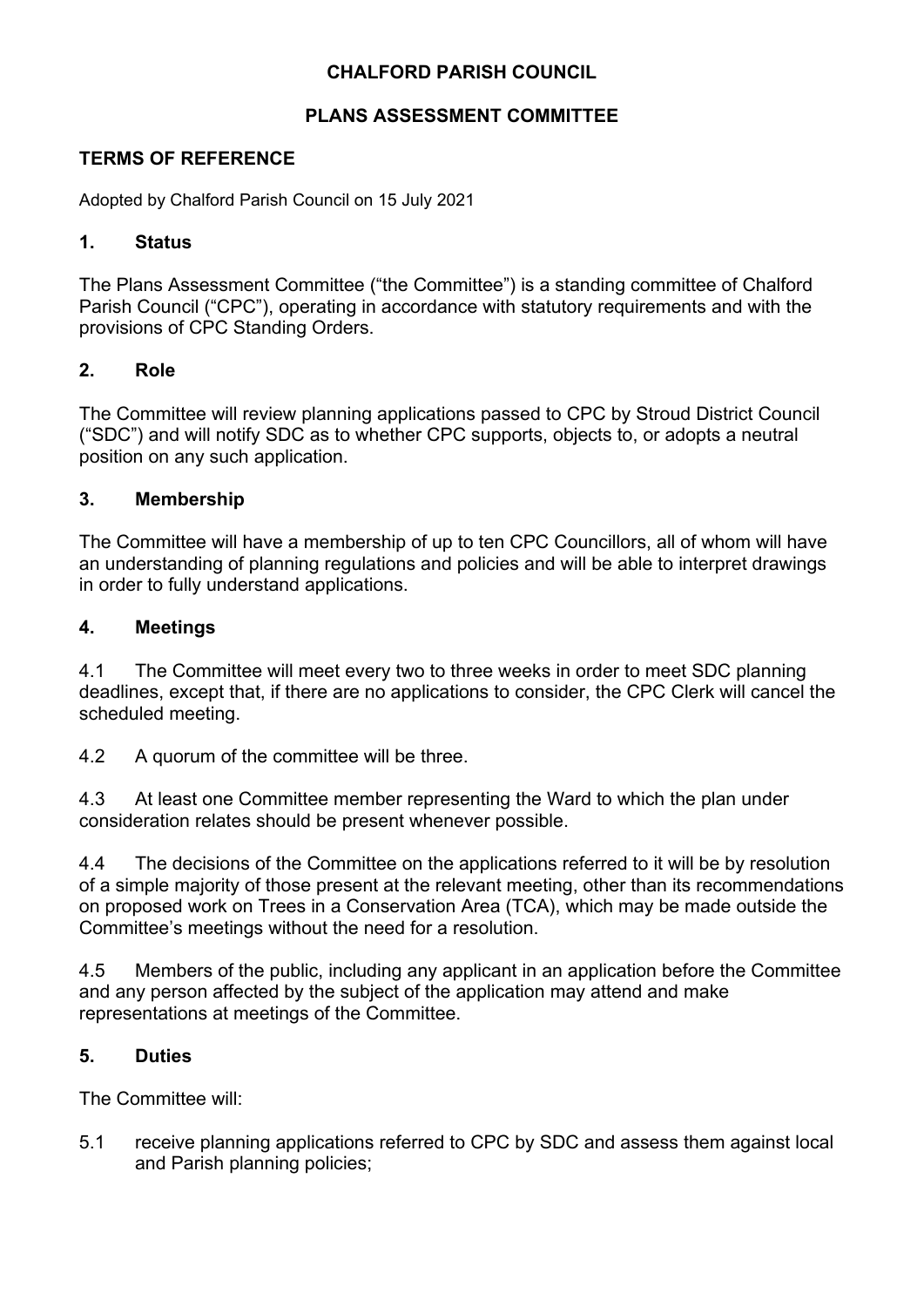# CHALFORD PARISH COUNCIL

## PLANS ASSESSMENT COMMITTEE

### TERMS OF REFERENCE

Adopted by Chalford Parish Council on 15 July 2021

### 1. Status

The Plans Assessment Committee ("the Committee") is a standing committee of Chalford Parish Council ("CPC"), operating in accordance with statutory requirements and with the provisions of CPC Standing Orders.

### 2. Role

The Committee will review planning applications passed to CPC by Stroud District Council ("SDC") and will notify SDC as to whether CPC supports, objects to, or adopts a neutral position on any such application.

### 3. Membership

The Committee will have a membership of up to ten CPC Councillors, all of whom will have an understanding of planning regulations and policies and will be able to interpret drawings in order to fully understand applications.

### 4. Meetings

4.1 The Committee will meet every two to three weeks in order to meet SDC planning deadlines, except that, if there are no applications to consider, the CPC Clerk will cancel the scheduled meeting.

4.2 A quorum of the committee will be three.

4.3 At least one Committee member representing the Ward to which the plan under consideration relates should be present whenever possible.

4.4 The decisions of the Committee on the applications referred to it will be by resolution of a simple majority of those present at the relevant meeting, other than its recommendations on proposed work on Trees in a Conservation Area (TCA), which may be made outside the Committee's meetings without the need for a resolution.

4.5 Members of the public, including any applicant in an application before the Committee and any person affected by the subject of the application may attend and make representations at meetings of the Committee.

### 5. Duties

The Committee will:

5.1 receive planning applications referred to CPC by SDC and assess them against local and Parish planning policies;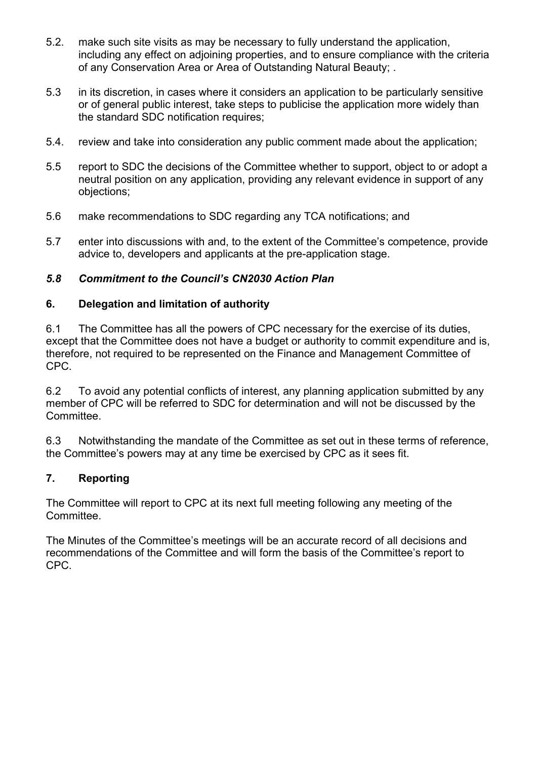5.2. make such site visits as may be necessary to fully understand the application, including any effect on adjoining properties, and to ensure compliance with the criteria of any Conservation Area or Area of Outstanding Natural Beauty; .

5.3 in its discretion, in cases where it considers an application to be particularly sensitive or of general public interest, take steps to publicise the application more widely than the standard SDC notification requires;

5.4. review and take into consideration any public comment made about the application;

5.5 report to SDC the decisions of the Committee whether to support, object to or adopt a neutral position on any application, providing any relevant evidence in support of any objections;

5.6 make recommendations to SDC regarding any TCA notifications; and

5.7 enter into discussions with and, to the extent of the Committee's competence, provide advice to, developers and applicants at the pre-application stage.

***5.8 Commitment to the Council's CN2030 Action Plan***

## 6. Delegation and limitation of authority

6.1 The Committee has all the powers of CPC necessary for the exercise of its duties, except that the Committee does not have a budget or authority to commit expenditure and is, therefore, not required to be represented on the Finance and Management Committee of CPC.

6.2 To avoid any potential conflicts of interest, any planning application submitted by any member of CPC will be referred to SDC for determination and will not be discussed by the Committee.

6.3 Notwithstanding the mandate of the Committee as set out in these terms of reference, the Committee's powers may at any time be exercised by CPC as it sees fit.

## 7. Reporting

The Committee will report to CPC at its next full meeting following any meeting of the Committee.

The Minutes of the Committee's meetings will be an accurate record of all decisions and recommendations of the Committee and will form the basis of the Committee's report to CPC.